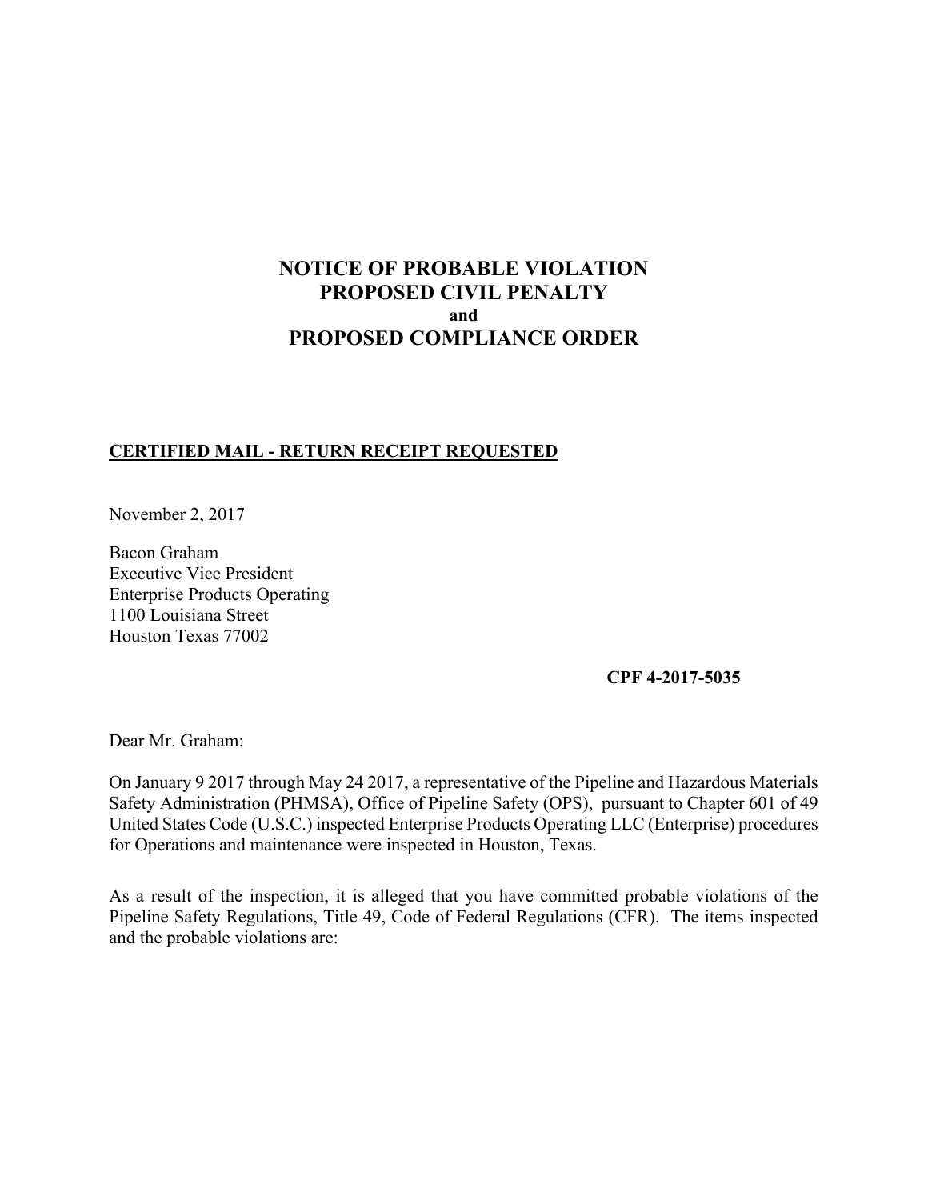# NOTICE OF PROBABLE VIOLATION
# PROPOSED CIVIL PENALTY
**and**
# PROPOSED COMPLIANCE ORDER

**CERTIFIED MAIL - RETURN RECEIPT REQUESTED**

November 2, 2017

Bacon Graham
Executive Vice President
Enterprise Products Operating
1100 Louisiana Street
Houston Texas 77002

**CPF 4-2017-5035**

Dear Mr. Graham:

On January 9 2017 through May 24 2017, a representative of the Pipeline and Hazardous Materials Safety Administration (PHMSA), Office of Pipeline Safety (OPS), pursuant to Chapter 601 of 49 United States Code (U.S.C.) inspected Enterprise Products Operating LLC (Enterprise) procedures for Operations and maintenance were inspected in Houston, Texas.

As a result of the inspection, it is alleged that you have committed probable violations of the Pipeline Safety Regulations, Title 49, Code of Federal Regulations (CFR). The items inspected and the probable violations are: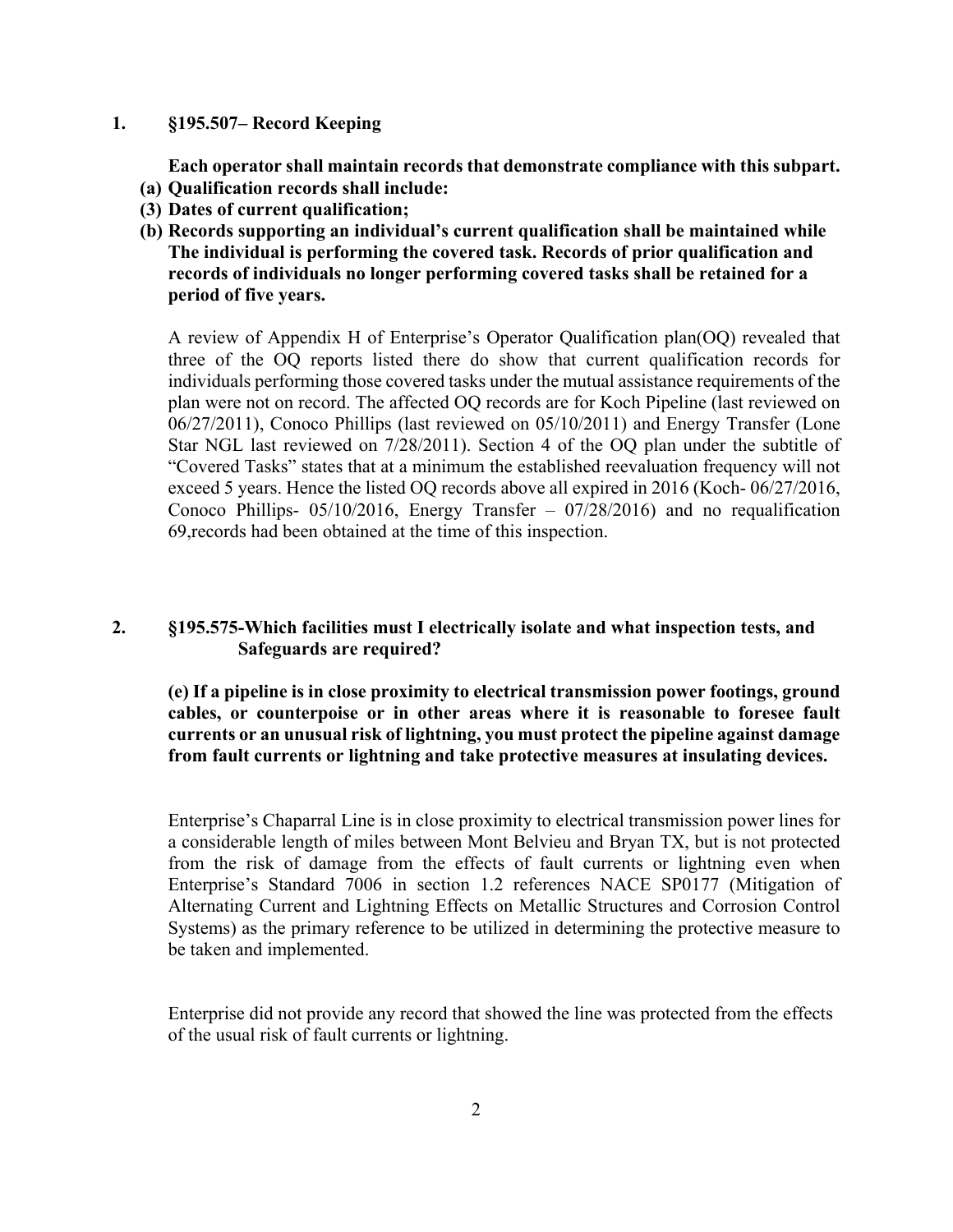## 1. §195.507– Record Keeping

**Each operator shall maintain records that demonstrate compliance with this subpart.**

**(a) Qualification records shall include:**

**(3) Dates of current qualification;**

**(b) Records supporting an individual's current qualification shall be maintained while The individual is performing the covered task. Records of prior qualification and records of individuals no longer performing covered tasks shall be retained for a period of five years.**

A review of Appendix H of Enterprise's Operator Qualification plan(OQ) revealed that three of the OQ reports listed there do show that current qualification records for individuals performing those covered tasks under the mutual assistance requirements of the plan were not on record. The affected OQ records are for Koch Pipeline (last reviewed on 06/27/2011), Conoco Phillips (last reviewed on 05/10/2011) and Energy Transfer (Lone Star NGL last reviewed on 7/28/2011). Section 4 of the OQ plan under the subtitle of "Covered Tasks" states that at a minimum the established reevaluation frequency will not exceed 5 years. Hence the listed OQ records above all expired in 2016 (Koch- 06/27/2016, Conoco Phillips- 05/10/2016, Energy Transfer – 07/28/2016) and no requalification 69,records had been obtained at the time of this inspection.

## 2. §195.575-Which facilities must I electrically isolate and what inspection tests, and Safeguards are required?

**(e) If a pipeline is in close proximity to electrical transmission power footings, ground cables, or counterpoise or in other areas where it is reasonable to foresee fault currents or an unusual risk of lightning, you must protect the pipeline against damage from fault currents or lightning and take protective measures at insulating devices.**

Enterprise's Chaparral Line is in close proximity to electrical transmission power lines for a considerable length of miles between Mont Belvieu and Bryan TX, but is not protected from the risk of damage from the effects of fault currents or lightning even when Enterprise's Standard 7006 in section 1.2 references NACE SP0177 (Mitigation of Alternating Current and Lightning Effects on Metallic Structures and Corrosion Control Systems) as the primary reference to be utilized in determining the protective measure to be taken and implemented.

Enterprise did not provide any record that showed the line was protected from the effects of the usual risk of fault currents or lightning.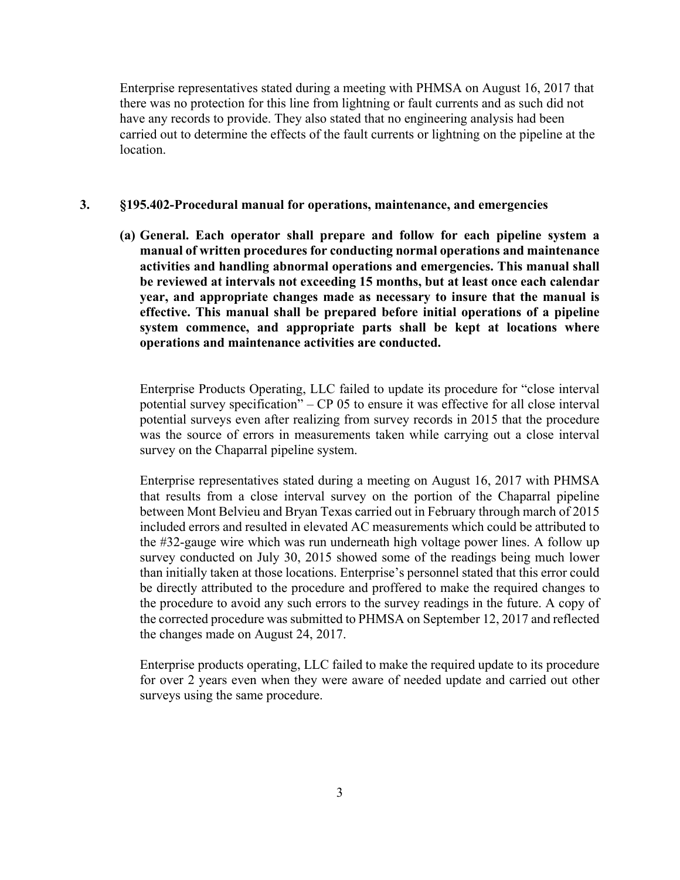Enterprise representatives stated during a meeting with PHMSA on August 16, 2017 that there was no protection for this line from lightning or fault currents and as such did not have any records to provide. They also stated that no engineering analysis had been carried out to determine the effects of the fault currents or lightning on the pipeline at the location.

## 3. §195.402-Procedural manual for operations, maintenance, and emergencies

**(a) General. Each operator shall prepare and follow for each pipeline system a manual of written procedures for conducting normal operations and maintenance activities and handling abnormal operations and emergencies. This manual shall be reviewed at intervals not exceeding 15 months, but at least once each calendar year, and appropriate changes made as necessary to insure that the manual is effective. This manual shall be prepared before initial operations of a pipeline system commence, and appropriate parts shall be kept at locations where operations and maintenance activities are conducted.**

Enterprise Products Operating, LLC failed to update its procedure for "close interval potential survey specification" – CP 05 to ensure it was effective for all close interval potential surveys even after realizing from survey records in 2015 that the procedure was the source of errors in measurements taken while carrying out a close interval survey on the Chaparral pipeline system.

Enterprise representatives stated during a meeting on August 16, 2017 with PHMSA that results from a close interval survey on the portion of the Chaparral pipeline between Mont Belvieu and Bryan Texas carried out in February through march of 2015 included errors and resulted in elevated AC measurements which could be attributed to the #32-gauge wire which was run underneath high voltage power lines. A follow up survey conducted on July 30, 2015 showed some of the readings being much lower than initially taken at those locations. Enterprise's personnel stated that this error could be directly attributed to the procedure and proffered to make the required changes to the procedure to avoid any such errors to the survey readings in the future. A copy of the corrected procedure was submitted to PHMSA on September 12, 2017 and reflected the changes made on August 24, 2017.

Enterprise products operating, LLC failed to make the required update to its procedure for over 2 years even when they were aware of needed update and carried out other surveys using the same procedure.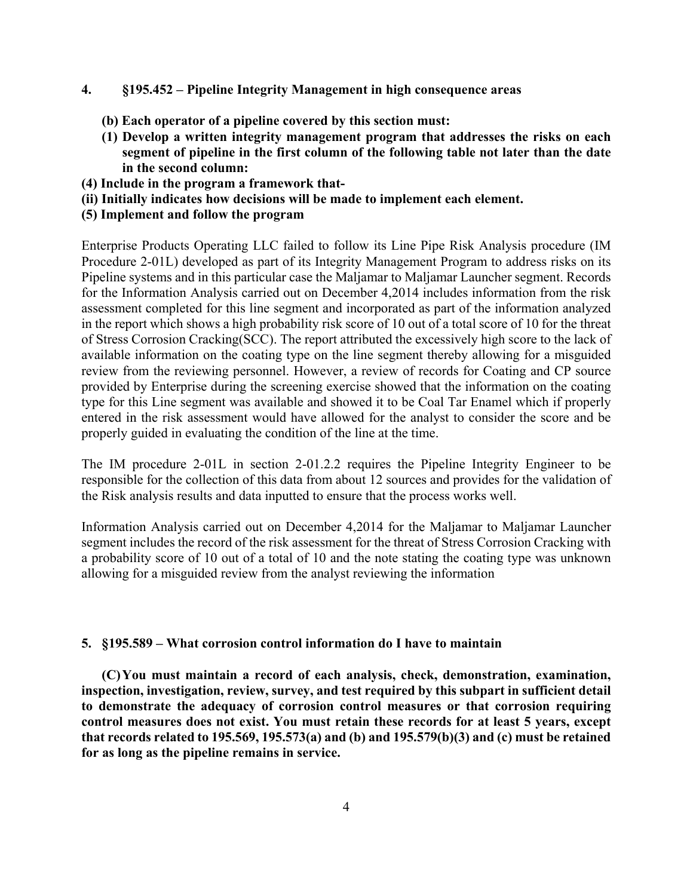**4. §195.452 – Pipeline Integrity Management in high consequence areas**

**(b) Each operator of a pipeline covered by this section must:**

**(1) Develop a written integrity management program that addresses the risks on each segment of pipeline in the first column of the following table not later than the date in the second column:**

**(4) Include in the program a framework that-**

**(ii) Initially indicates how decisions will be made to implement each element.**

**(5) Implement and follow the program**

Enterprise Products Operating LLC failed to follow its Line Pipe Risk Analysis procedure (IM Procedure 2-01L) developed as part of its Integrity Management Program to address risks on its Pipeline systems and in this particular case the Maljamar to Maljamar Launcher segment. Records for the Information Analysis carried out on December 4,2014 includes information from the risk assessment completed for this line segment and incorporated as part of the information analyzed in the report which shows a high probability risk score of 10 out of a total score of 10 for the threat of Stress Corrosion Cracking(SCC). The report attributed the excessively high score to the lack of available information on the coating type on the line segment thereby allowing for a misguided review from the reviewing personnel. However, a review of records for Coating and CP source provided by Enterprise during the screening exercise showed that the information on the coating type for this Line segment was available and showed it to be Coal Tar Enamel which if properly entered in the risk assessment would have allowed for the analyst to consider the score and be properly guided in evaluating the condition of the line at the time.

The IM procedure 2-01L in section 2-01.2.2 requires the Pipeline Integrity Engineer to be responsible for the collection of this data from about 12 sources and provides for the validation of the Risk analysis results and data inputted to ensure that the process works well.

Information Analysis carried out on December 4,2014 for the Maljamar to Maljamar Launcher segment includes the record of the risk assessment for the threat of Stress Corrosion Cracking with a probability score of 10 out of a total of 10 and the note stating the coating type was unknown allowing for a misguided review from the analyst reviewing the information

**5. §195.589 – What corrosion control information do I have to maintain**

**(C) You must maintain a record of each analysis, check, demonstration, examination, inspection, investigation, review, survey, and test required by this subpart in sufficient detail to demonstrate the adequacy of corrosion control measures or that corrosion requiring control measures does not exist. You must retain these records for at least 5 years, except that records related to 195.569, 195.573(a) and (b) and 195.579(b)(3) and (c) must be retained for as long as the pipeline remains in service.**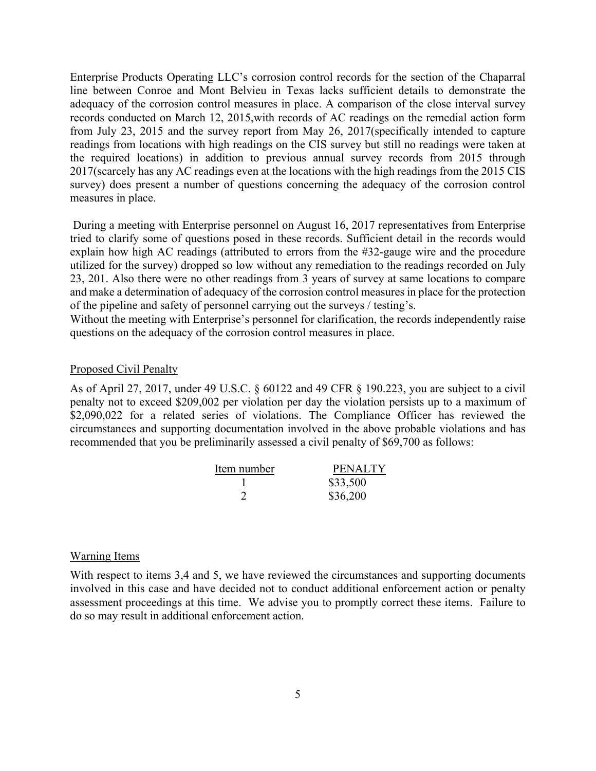Enterprise Products Operating LLC's corrosion control records for the section of the Chaparral line between Conroe and Mont Belvieu in Texas lacks sufficient details to demonstrate the adequacy of the corrosion control measures in place. A comparison of the close interval survey records conducted on March 12, 2015,with records of AC readings on the remedial action form from July 23, 2015 and the survey report from May 26, 2017(specifically intended to capture readings from locations with high readings on the CIS survey but still no readings were taken at the required locations) in addition to previous annual survey records from 2015 through 2017(scarcely has any AC readings even at the locations with the high readings from the 2015 CIS survey) does present a number of questions concerning the adequacy of the corrosion control measures in place.

During a meeting with Enterprise personnel on August 16, 2017 representatives from Enterprise tried to clarify some of questions posed in these records. Sufficient detail in the records would explain how high AC readings (attributed to errors from the #32-gauge wire and the procedure utilized for the survey) dropped so low without any remediation to the readings recorded on July 23, 201. Also there were no other readings from 3 years of survey at same locations to compare and make a determination of adequacy of the corrosion control measures in place for the protection of the pipeline and safety of personnel carrying out the surveys / testing's.
Without the meeting with Enterprise's personnel for clarification, the records independently raise questions on the adequacy of the corrosion control measures in place.

## Proposed Civil Penalty

As of April 27, 2017, under 49 U.S.C. § 60122 and 49 CFR § 190.223, you are subject to a civil penalty not to exceed $209,002 per violation per day the violation persists up to a maximum of $2,090,022 for a related series of violations. The Compliance Officer has reviewed the circumstances and supporting documentation involved in the above probable violations and has recommended that you be preliminarily assessed a civil penalty of $69,700 as follows:

| Item number | PENALTY |
|---|---|
| 1 | $33,500 |
| 2 | $36,200 |

## Warning Items

With respect to items 3,4 and 5, we have reviewed the circumstances and supporting documents involved in this case and have decided not to conduct additional enforcement action or penalty assessment proceedings at this time. We advise you to promptly correct these items. Failure to do so may result in additional enforcement action.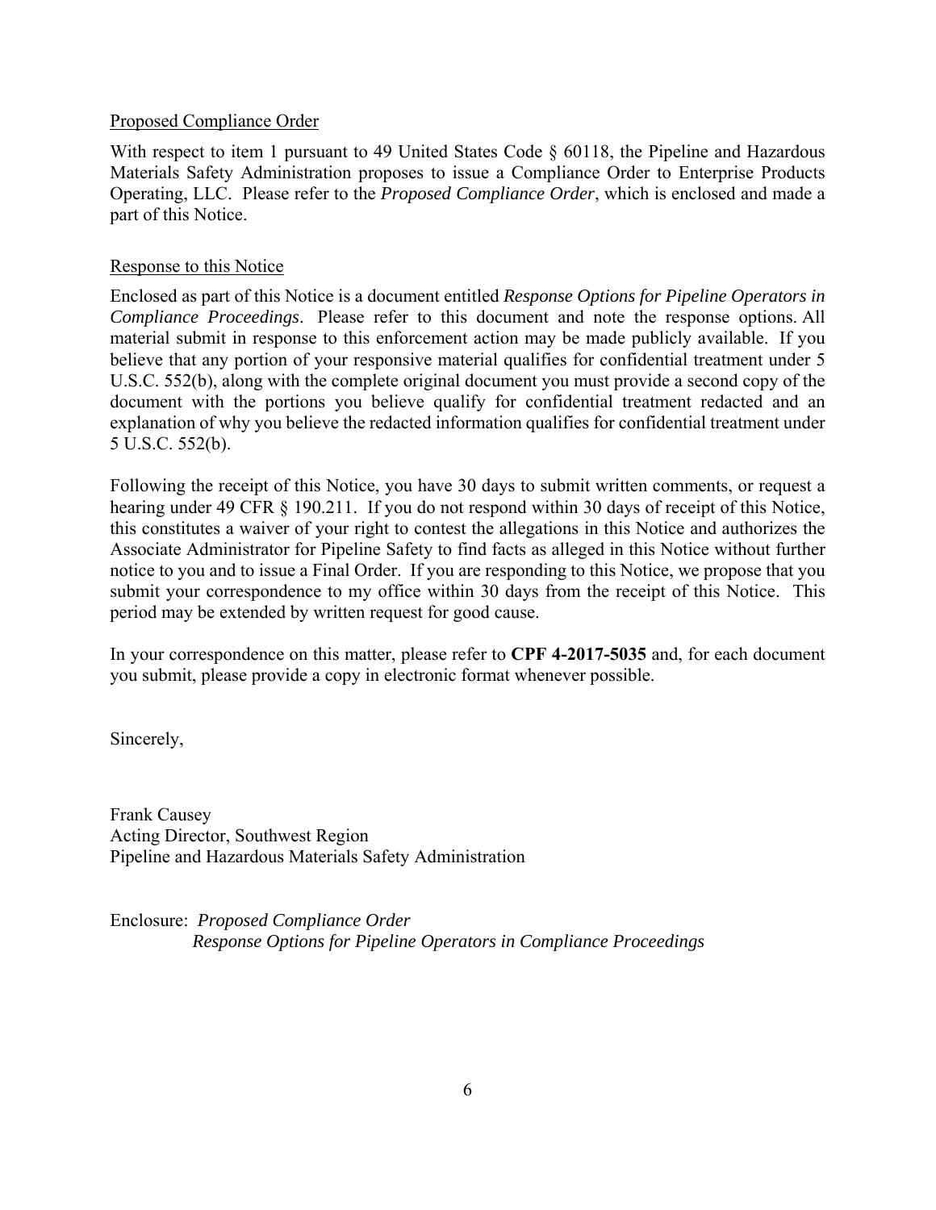Proposed Compliance Order

With respect to item 1 pursuant to 49 United States Code § 60118, the Pipeline and Hazardous Materials Safety Administration proposes to issue a Compliance Order to Enterprise Products Operating, LLC. Please refer to the *Proposed Compliance Order*, which is enclosed and made a part of this Notice.

Response to this Notice

Enclosed as part of this Notice is a document entitled *Response Options for Pipeline Operators in Compliance Proceedings*. Please refer to this document and note the response options. All material submit in response to this enforcement action may be made publicly available. If you believe that any portion of your responsive material qualifies for confidential treatment under 5 U.S.C. 552(b), along with the complete original document you must provide a second copy of the document with the portions you believe qualify for confidential treatment redacted and an explanation of why you believe the redacted information qualifies for confidential treatment under 5 U.S.C. 552(b).

Following the receipt of this Notice, you have 30 days to submit written comments, or request a hearing under 49 CFR § 190.211. If you do not respond within 30 days of receipt of this Notice, this constitutes a waiver of your right to contest the allegations in this Notice and authorizes the Associate Administrator for Pipeline Safety to find facts as alleged in this Notice without further notice to you and to issue a Final Order. If you are responding to this Notice, we propose that you submit your correspondence to my office within 30 days from the receipt of this Notice. This period may be extended by written request for good cause.

In your correspondence on this matter, please refer to **CPF 4-2017-5035** and, for each document you submit, please provide a copy in electronic format whenever possible.

Sincerely,

Frank Causey
Acting Director, Southwest Region
Pipeline and Hazardous Materials Safety Administration

Enclosure: *Proposed Compliance Order*
*Response Options for Pipeline Operators in Compliance Proceedings*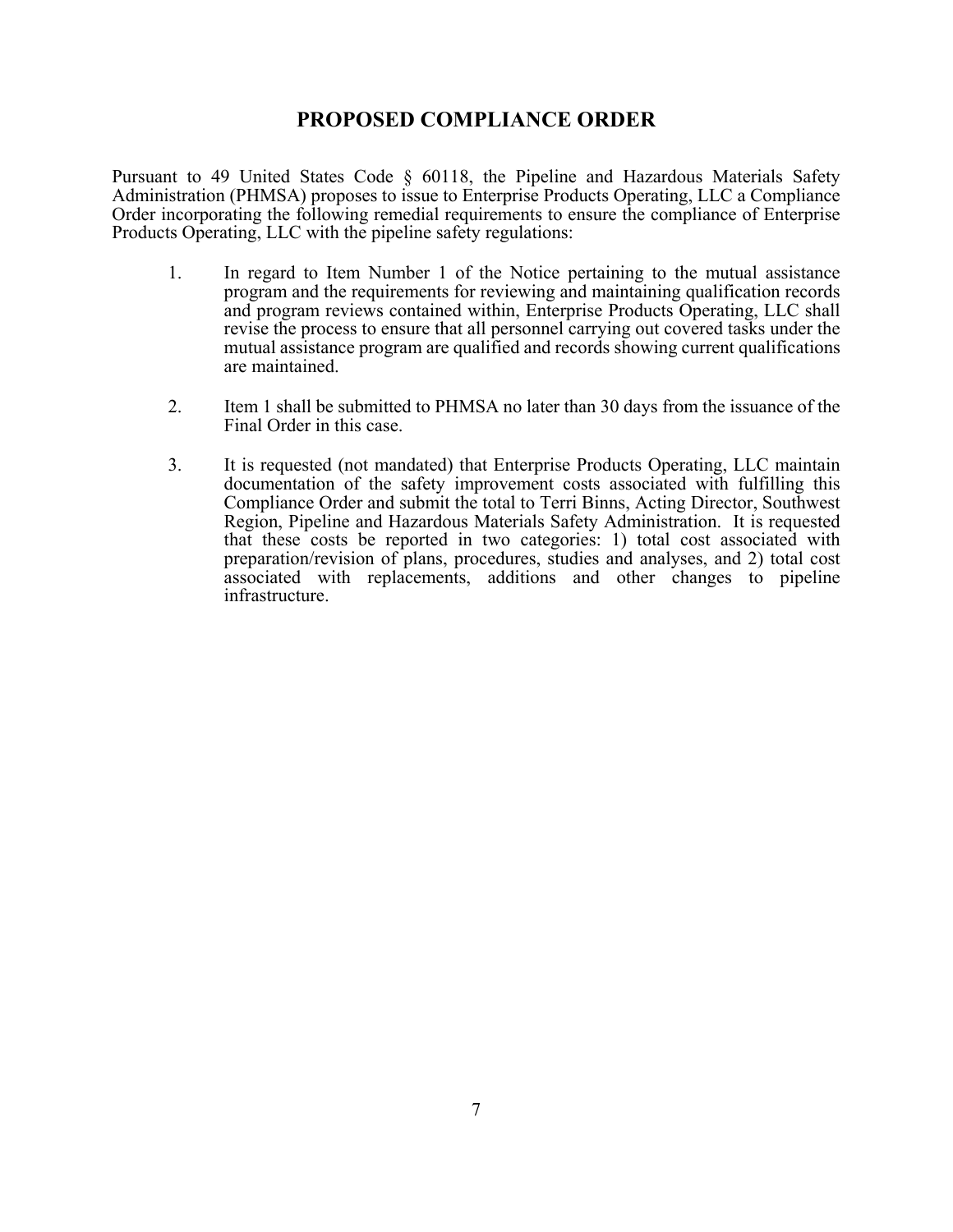## PROPOSED COMPLIANCE ORDER

Pursuant to 49 United States Code § 60118, the Pipeline and Hazardous Materials Safety Administration (PHMSA) proposes to issue to Enterprise Products Operating, LLC a Compliance Order incorporating the following remedial requirements to ensure the compliance of Enterprise Products Operating, LLC with the pipeline safety regulations:

1. In regard to Item Number 1 of the Notice pertaining to the mutual assistance program and the requirements for reviewing and maintaining qualification records and program reviews contained within, Enterprise Products Operating, LLC shall revise the process to ensure that all personnel carrying out covered tasks under the mutual assistance program are qualified and records showing current qualifications are maintained.

2. Item 1 shall be submitted to PHMSA no later than 30 days from the issuance of the Final Order in this case.

3. It is requested (not mandated) that Enterprise Products Operating, LLC maintain documentation of the safety improvement costs associated with fulfilling this Compliance Order and submit the total to Terri Binns, Acting Director, Southwest Region, Pipeline and Hazardous Materials Safety Administration. It is requested that these costs be reported in two categories: 1) total cost associated with preparation/revision of plans, procedures, studies and analyses, and 2) total cost associated with replacements, additions and other changes to pipeline infrastructure.